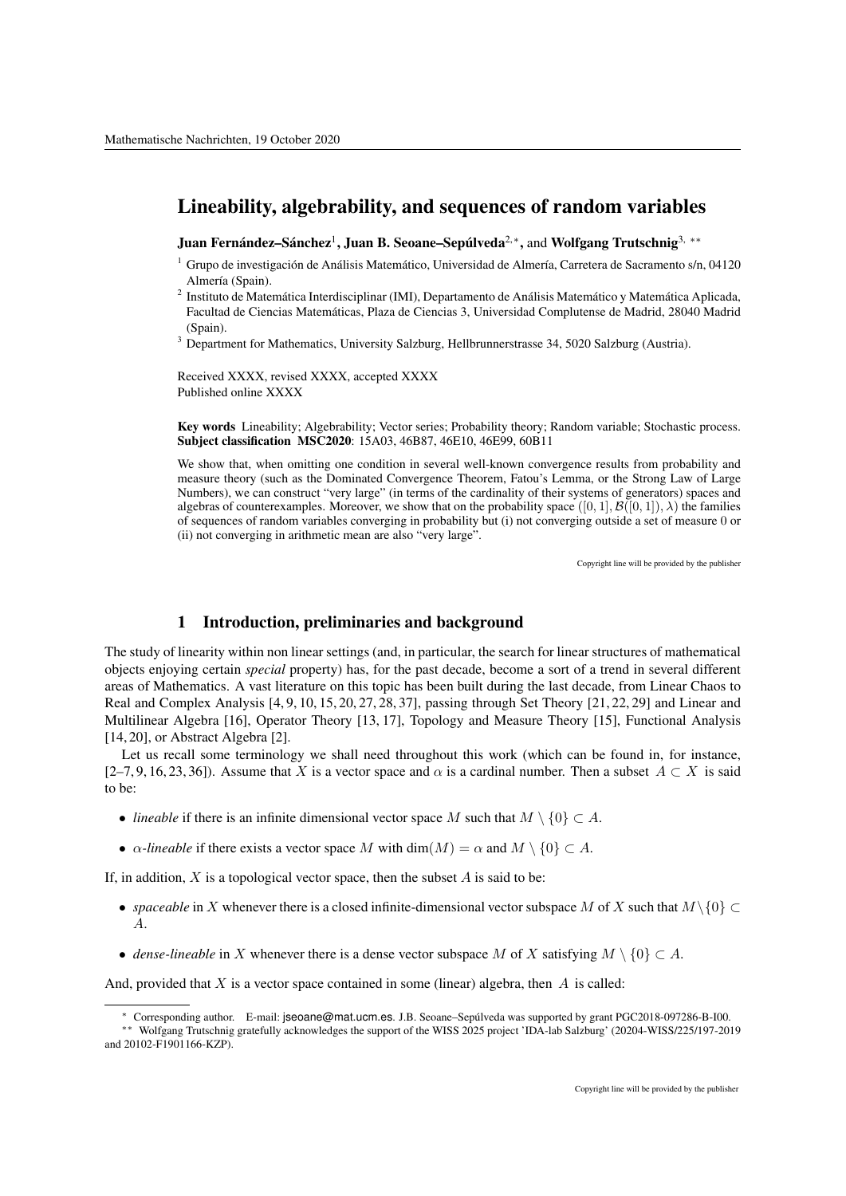# Lineability, algebrability, and sequences of random variables

**Juan Fernández–Sánchez**[1], **Juan B. Seoane–Sepúlveda**[2,*], and **Wolfgang Trutschnig**[3,**]

[1] Grupo de investigación de Análisis Matemático, Universidad de Almería, Carretera de Sacramento s/n, 04120 Almería (Spain).

[2] Instituto de Matemática Interdisciplinar (IMI), Departamento de Análisis Matemático y Matemática Aplicada, Facultad de Ciencias Matemáticas, Plaza de Ciencias 3, Universidad Complutense de Madrid, 28040 Madrid (Spain).

[3] Department for Mathematics, University Salzburg, Hellbrunnerstrasse 34, 5020 Salzburg (Austria).

Received XXXX, revised XXXX, accepted XXXX
Published online XXXX

**Key words** Lineability; Algebrability; Vector series; Probability theory; Random variable; Stochastic process.
**Subject classification MSC2020**: 15A03, 46B87, 46E10, 46E99, 60B11

We show that, when omitting one condition in several well-known convergence results from probability and measure theory (such as the Dominated Convergence Theorem, Fatou's Lemma, or the Strong Law of Large Numbers), we can construct "very large" (in terms of the cardinality of their systems of generators) spaces and algebras of counterexamples. Moreover, we show that on the probability space $([0,1], \mathcal{B}([0,1]), \lambda)$ the families of sequences of random variables converging in probability but (i) not converging outside a set of measure 0 or (ii) not converging in arithmetic mean are also "very large".

Copyright line will be provided by the publisher

## 1 Introduction, preliminaries and background

The study of linearity within non linear settings (and, in particular, the search for linear structures of mathematical objects enjoying certain *special* property) has, for the past decade, become a sort of a trend in several different areas of Mathematics. A vast literature on this topic has been built during the last decade, from Linear Chaos to Real and Complex Analysis [4, 9, 10, 15, 20, 27, 28, 37], passing through Set Theory [21, 22, 29] and Linear and Multilinear Algebra [16], Operator Theory [13, 17], Topology and Measure Theory [15], Functional Analysis [14, 20], or Abstract Algebra [2].

Let us recall some terminology we shall need throughout this work (which can be found in, for instance, [2–7, 9, 16, 23, 36]). Assume that $X$ is a vector space and $\alpha$ is a cardinal number. Then a subset $A \subset X$ is said to be:

- *lineable* if there is an infinite dimensional vector space $M$ such that $M \setminus \{0\} \subset A$.
- *$\alpha$-lineable* if there exists a vector space $M$ with $\dim(M) = \alpha$ and $M \setminus \{0\} \subset A$.

If, in addition, $X$ is a topological vector space, then the subset $A$ is said to be:

- *spaceable* in $X$ whenever there is a closed infinite-dimensional vector subspace $M$ of $X$ such that $M \setminus \{0\} \subset A$.
- *dense-lineable* in $X$ whenever there is a dense vector subspace $M$ of $X$ satisfying $M \setminus \{0\} \subset A$.

And, provided that $X$ is a vector space contained in some (linear) algebra, then $A$ is called:

* Corresponding author. E-mail: jseoane@mat.ucm.es. J.B. Seoane–Sepúlveda was supported by grant PGC2018-097286-B-I00.

** Wolfgang Trutschnig gratefully acknowledges the support of the WISS 2025 project 'IDA-lab Salzburg' (20204-WISS/225/197-2019 and 20102-F1901166-KZP).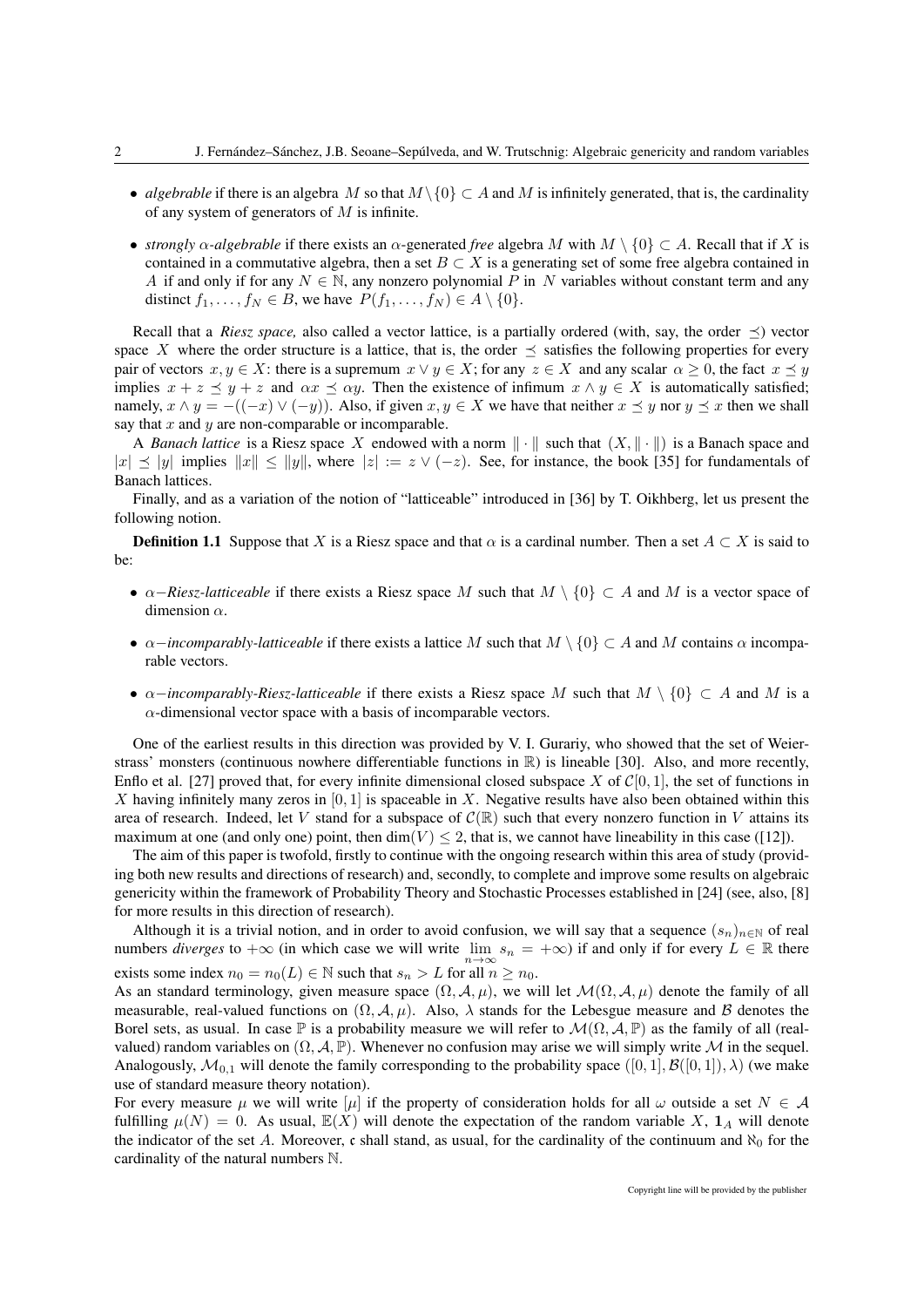- *algebrable* if there is an algebra $M$ so that $M\setminus\{0\}\subset A$ and $M$ is infinitely generated, that is, the cardinality of any system of generators of $M$ is infinite.
- *strongly $\alpha$-algebrable* if there exists an $\alpha$-generated *free* algebra $M$ with $M\setminus\{0\}\subset A$. Recall that if $X$ is contained in a commutative algebra, then a set $B\subset X$ is a generating set of some free algebra contained in $A$ if and only if for any $N\in\mathbb{N}$, any nonzero polynomial $P$ in $N$ variables without constant term and any distinct $f_1,\ldots,f_N\in B$, we have $P(f_1,\ldots,f_N)\in A\setminus\{0\}$.

Recall that a *Riesz space,* also called a vector lattice, is a partially ordered (with, say, the order $\preceq$) vector space $X$ where the order structure is a lattice, that is, the order $\preceq$ satisfies the following properties for every pair of vectors $x,y\in X$: there is a supremum $x\vee y\in X$; for any $z\in X$ and any scalar $\alpha\geq 0$, the fact $x\preceq y$ implies $x+z\preceq y+z$ and $\alpha x\preceq \alpha y$. Then the existence of infimum $x\wedge y\in X$ is automatically satisfied; namely, $x\wedge y=-((-x)\vee(-y))$. Also, if given $x,y\in X$ we have that neither $x\preceq y$ nor $y\preceq x$ then we shall say that $x$ and $y$ are non-comparable or incomparable.

A *Banach lattice* is a Riesz space $X$ endowed with a norm $\|\cdot\|$ such that $(X,\|\cdot\|)$ is a Banach space and $|x|\preceq|y|$ implies $\|x\|\leq\|y\|$, where $|z|:=z\vee(-z)$. See, for instance, the book [35] for fundamentals of Banach lattices.

Finally, and as a variation of the notion of "latticeable" introduced in [36] by T. Oikhberg, let us present the following notion.

**Definition 1.1** Suppose that $X$ is a Riesz space and that $\alpha$ is a cardinal number. Then a set $A\subset X$ is said to be:

- $\alpha-$*Riesz-latticeable* if there exists a Riesz space $M$ such that $M\setminus\{0\}\subset A$ and $M$ is a vector space of dimension $\alpha$.
- $\alpha-$*incomparably-latticeable* if there exists a lattice $M$ such that $M\setminus\{0\}\subset A$ and $M$ contains $\alpha$ incomparable vectors.
- $\alpha-$*incomparably-Riesz-latticeable* if there exists a Riesz space $M$ such that $M\setminus\{0\}\subset A$ and $M$ is a $\alpha$-dimensional vector space with a basis of incomparable vectors.

One of the earliest results in this direction was provided by V. I. Gurariy, who showed that the set of Weierstrass' monsters (continuous nowhere differentiable functions in $\mathbb{R}$) is lineable [30]. Also, and more recently, Enflo et al. [27] proved that, for every infinite dimensional closed subspace $X$ of $\mathcal{C}[0,1]$, the set of functions in $X$ having infinitely many zeros in $[0,1]$ is spaceable in $X$. Negative results have also been obtained within this area of research. Indeed, let $V$ stand for a subspace of $\mathcal{C}(\mathbb{R})$ such that every nonzero function in $V$ attains its maximum at one (and only one) point, then $\dim(V)\leq 2$, that is, we cannot have lineability in this case ([12]).

The aim of this paper is twofold, firstly to continue with the ongoing research within this area of study (providing both new results and directions of research) and, secondly, to complete and improve some results on algebraic genericity within the framework of Probability Theory and Stochastic Processes established in [24] (see, also, [8] for more results in this direction of research).

Although it is a trivial notion, and in order to avoid confusion, we will say that a sequence $(s_n)_{n\in\mathbb{N}}$ of real numbers *diverges* to $+\infty$ (in which case we will write $\lim\limits_{n\to\infty}s_n=+\infty$) if and only if for every $L\in\mathbb{R}$ there exists some index $n_0=n_0(L)\in\mathbb{N}$ such that $s_n>L$ for all $n\geq n_0$.

As an standard terminology, given measure space $(\Omega,\mathcal{A},\mu)$, we will let $\mathcal{M}(\Omega,\mathcal{A},\mu)$ denote the family of all measurable, real-valued functions on $(\Omega,\mathcal{A},\mu)$. Also, $\lambda$ stands for the Lebesgue measure and $\mathcal{B}$ denotes the Borel sets, as usual. In case $\mathbb{P}$ is a probability measure we will refer to $\mathcal{M}(\Omega,\mathcal{A},\mathbb{P})$ as the family of all (real-valued) random variables on $(\Omega,\mathcal{A},\mathbb{P})$. Whenever no confusion may arise we will simply write $\mathcal{M}$ in the sequel. Analogously, $\mathcal{M}_{0,1}$ will denote the family corresponding to the probability space $([0,1],\mathcal{B}([0,1]),\lambda)$ (we make use of standard measure theory notation).

For every measure $\mu$ we will write $[\mu]$ if the property of consideration holds for all $\omega$ outside a set $N\in\mathcal{A}$ fulfilling $\mu(N)=0$. As usual, $\mathbb{E}(X)$ will denote the expectation of the random variable $X$, $\mathbf{1}_A$ will denote the indicator of the set $A$. Moreover, $\mathfrak{c}$ shall stand, as usual, for the cardinality of the continuum and $\aleph_0$ for the cardinality of the natural numbers $\mathbb{N}$.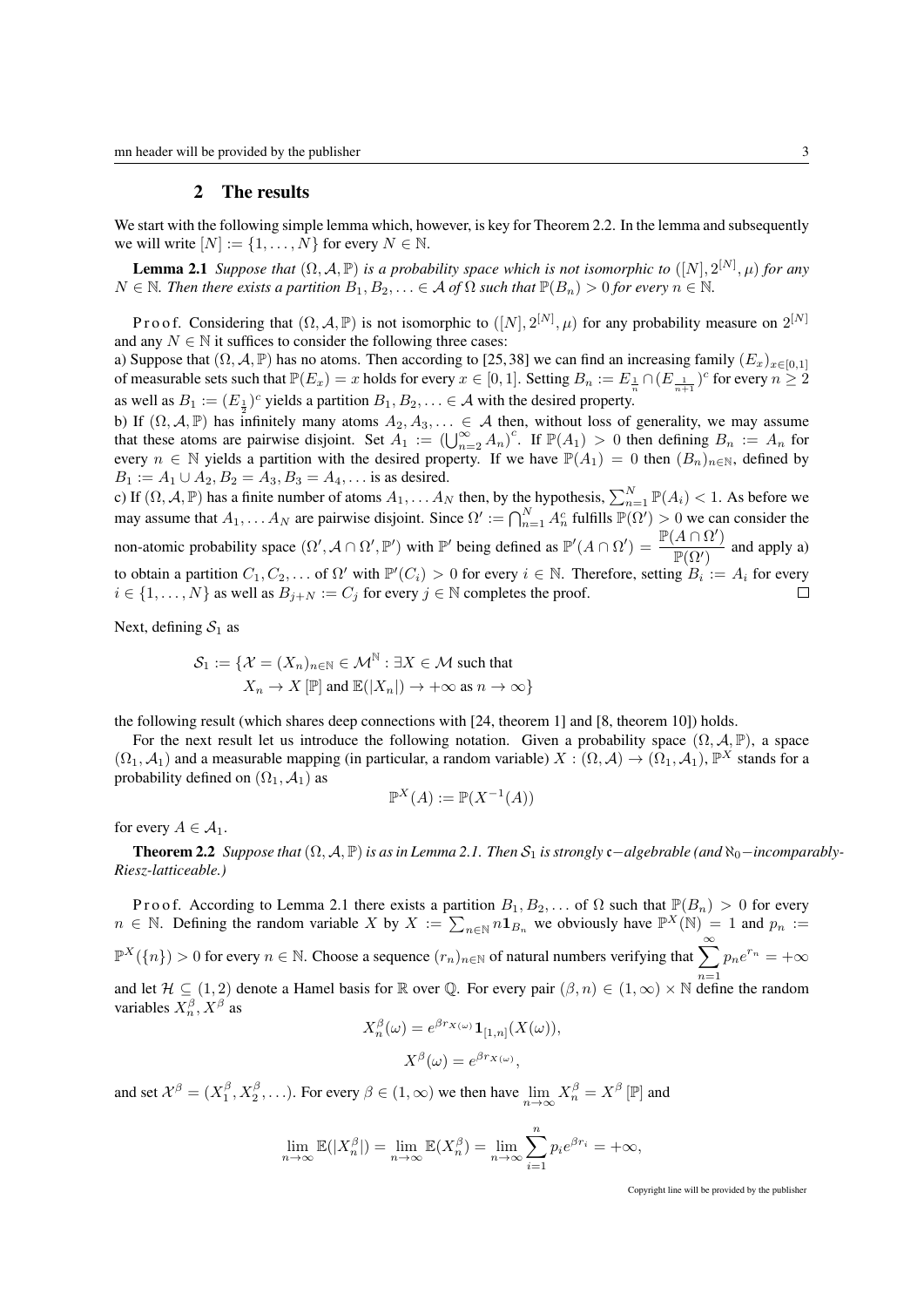## 2 The results

We start with the following simple lemma which, however, is key for Theorem 2.2. In the lemma and subsequently we will write $[N] := \{1, \ldots, N\}$ for every $N \in \mathbb{N}$.

**Lemma 2.1** *Suppose that $(\Omega, \mathcal{A}, \mathbb{P})$ is a probability space which is not isomorphic to $([N], 2^{[N]}, \mu)$ for any $N \in \mathbb{N}$. Then there exists a partition $B_1, B_2, \ldots \in \mathcal{A}$ of $\Omega$ such that $\mathbb{P}(B_n) > 0$ for every $n \in \mathbb{N}$.*

Proof. Considering that $(\Omega, \mathcal{A}, \mathbb{P})$ is not isomorphic to $([N], 2^{[N]}, \mu)$ for any probability measure on $2^{[N]}$ and any $N \in \mathbb{N}$ it suffices to consider the following three cases:

a) Suppose that $(\Omega, \mathcal{A}, \mathbb{P})$ has no atoms. Then according to [25, 38] we can find an increasing family $(E_x)_{x \in [0,1]}$ of measurable sets such that $\mathbb{P}(E_x) = x$ holds for every $x \in [0, 1]$. Setting $B_n := E_{\frac{1}{n}} \cap (E_{\frac{1}{n+1}})^c$ for every $n \geq 2$ as well as $B_1 := (E_{\frac{1}{2}})^c$ yields a partition $B_1, B_2, \ldots \in \mathcal{A}$ with the desired property.

b) If $(\Omega, \mathcal{A}, \mathbb{P})$ has infinitely many atoms $A_2, A_3, \ldots \in \mathcal{A}$ then, without loss of generality, we may assume that these atoms are pairwise disjoint. Set $A_1 := \left(\bigcup_{n=2}^{\infty} A_n\right)^c$. If $\mathbb{P}(A_1) > 0$ then defining $B_n := A_n$ for every $n \in \mathbb{N}$ yields a partition with the desired property. If we have $\mathbb{P}(A_1) = 0$ then $(B_n)_{n \in \mathbb{N}}$, defined by $B_1 := A_1 \cup A_2, B_2 = A_3, B_3 = A_4, \ldots$ is as desired.

c) If $(\Omega, \mathcal{A}, \mathbb{P})$ has a finite number of atoms $A_1, \ldots A_N$ then, by the hypothesis, $\sum_{n=1}^{N} \mathbb{P}(A_i) < 1$. As before we may assume that $A_1, \ldots A_N$ are pairwise disjoint. Since $\Omega' := \bigcap_{n=1}^{N} A_n^c$ fulfills $\mathbb{P}(\Omega') > 0$ we can consider the non-atomic probability space $(\Omega', \mathcal{A} \cap \Omega', \mathbb{P}')$ with $\mathbb{P}'$ being defined as $\mathbb{P}'(A \cap \Omega') = \dfrac{\mathbb{P}(A \cap \Omega')}{\mathbb{P}(\Omega')}$ and apply a) to obtain a partition $C_1, C_2, \ldots$ of $\Omega'$ with $\mathbb{P}'(C_i) > 0$ for every $i \in \mathbb{N}$. Therefore, setting $B_i := A_i$ for every $i \in \{1, \ldots, N\}$ as well as $B_{j+N} := C_j$ for every $j \in \mathbb{N}$ completes the proof. $\square$

Next, defining $\mathcal{S}_1$ as

$$\mathcal{S}_1 := \{\mathcal{X} = (X_n)_{n \in \mathbb{N}} \in \mathcal{M}^{\mathbb{N}} : \exists X \in \mathcal{M} \text{ such that } X_n \to X\ [\mathbb{P}] \text{ and } \mathbb{E}(|X_n|) \to +\infty \text{ as } n \to \infty\}$$

the following result (which shares deep connections with [24, theorem 1] and [8, theorem 10]) holds.

For the next result let us introduce the following notation. Given a probability space $(\Omega, \mathcal{A}, \mathbb{P})$, a space $(\Omega_1, \mathcal{A}_1)$ and a measurable mapping (in particular, a random variable) $X : (\Omega, \mathcal{A}) \to (\Omega_1, \mathcal{A}_1)$, $\mathbb{P}^X$ stands for a probability defined on $(\Omega_1, \mathcal{A}_1)$ as

$$\mathbb{P}^X(A) := \mathbb{P}(X^{-1}(A))$$

for every $A \in \mathcal{A}_1$.

**Theorem 2.2** *Suppose that $(\Omega, \mathcal{A}, \mathbb{P})$ is as in Lemma 2.1. Then $\mathcal{S}_1$ is strongly $\mathfrak{c}-$algebrable (and $\aleph_0-$incomparably-Riesz-latticeable.)*

Proof. According to Lemma 2.1 there exists a partition $B_1, B_2, \ldots$ of $\Omega$ such that $\mathbb{P}(B_n) > 0$ for every $n \in \mathbb{N}$. Defining the random variable $X$ by $X := \sum_{n \in \mathbb{N}} n \mathbf{1}_{B_n}$ we obviously have $\mathbb{P}^X(\mathbb{N}) = 1$ and $p_n := \mathbb{P}^X(\{n\}) > 0$ for every $n \in \mathbb{N}$. Choose a sequence $(r_n)_{n \in \mathbb{N}}$ of natural numbers verifying that $\displaystyle\sum_{n=1}^{\infty} p_n e^{r_n} = +\infty$ and let $\mathcal{H} \subseteq (1, 2)$ denote a Hamel basis for $\mathbb{R}$ over $\mathbb{Q}$. For every pair $(\beta, n) \in (1, \infty) \times \mathbb{N}$ define the random variables $X_n^{\beta}, X^{\beta}$ as

$$X_n^{\beta}(\omega) = e^{\beta r_{X(\omega)}} \mathbf{1}_{[1,n]}(X(\omega)),$$

$$X^{\beta}(\omega) = e^{\beta r_{X(\omega)}},$$

and set $\mathcal{X}^{\beta} = (X_1^{\beta}, X_2^{\beta}, \ldots)$. For every $\beta \in (1, \infty)$ we then have $\lim_{n \to \infty} X_n^{\beta} = X^{\beta}\ [\mathbb{P}]$ and

$$\lim_{n \to \infty} \mathbb{E}(|X_n^{\beta}|) = \lim_{n \to \infty} \mathbb{E}(X_n^{\beta}) = \lim_{n \to \infty} \sum_{i=1}^{n} p_i e^{\beta r_i} = +\infty,$$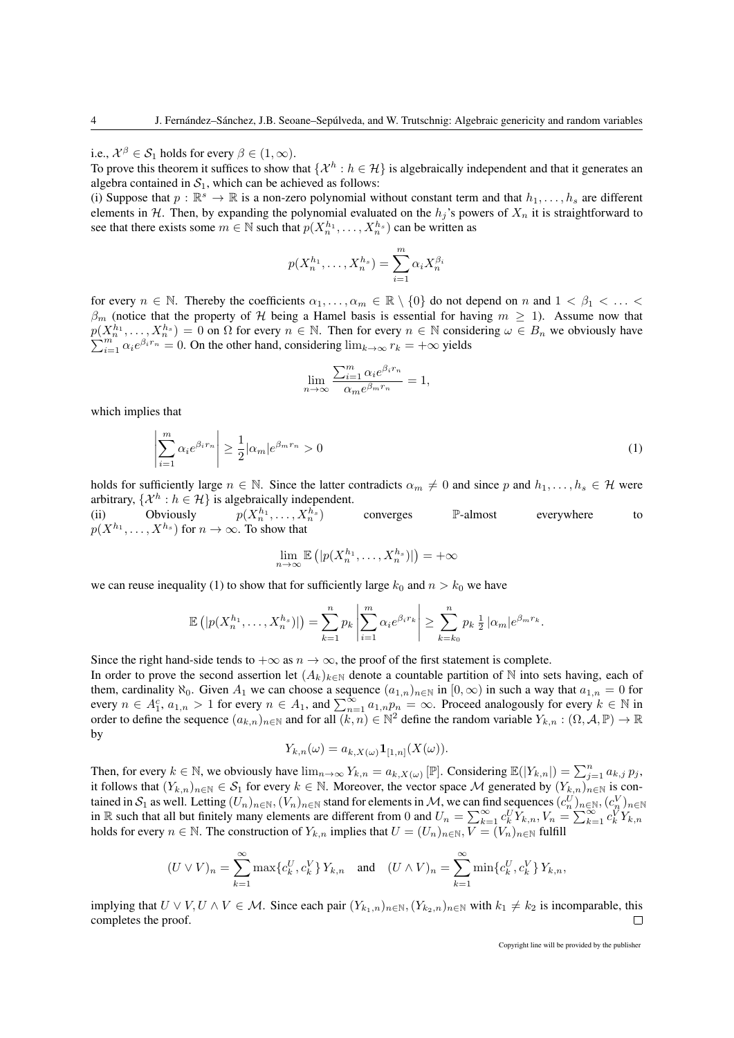i.e., $\mathcal{X}^\beta \in \mathcal{S}_1$ holds for every $\beta \in (1, \infty)$.
To prove this theorem it suffices to show that $\{\mathcal{X}^h : h \in \mathcal{H}\}$ is algebraically independent and that it generates an algebra contained in $\mathcal{S}_1$, which can be achieved as follows:
(i) Suppose that $p : \mathbb{R}^s \to \mathbb{R}$ is a non-zero polynomial without constant term and that $h_1, \ldots, h_s$ are different elements in $\mathcal{H}$. Then, by expanding the polynomial evaluated on the $h_j$'s powers of $X_n$ it is straightforward to see that there exists some $m \in \mathbb{N}$ such that $p(X_n^{h_1}, \ldots, X_n^{h_s})$ can be written as

$$p(X_n^{h_1}, \ldots, X_n^{h_s}) = \sum_{i=1}^{m} \alpha_i X_n^{\beta_i}$$

for every $n \in \mathbb{N}$. Thereby the coefficients $\alpha_1, \ldots, \alpha_m \in \mathbb{R} \setminus \{0\}$ do not depend on $n$ and $1 < \beta_1 < \ldots < \beta_m$ (notice that the property of $\mathcal{H}$ being a Hamel basis is essential for having $m \geq 1$). Assume now that $p(X_n^{h_1}, \ldots, X_n^{h_s}) = 0$ on $\Omega$ for every $n \in \mathbb{N}$. Then for every $n \in \mathbb{N}$ considering $\omega \in B_n$ we obviously have $\sum_{i=1}^{m} \alpha_i e^{\beta_i r_n} = 0$. On the other hand, considering $\lim_{k\to\infty} r_k = +\infty$ yields

$$\lim_{n\to\infty} \frac{\sum_{i=1}^{m} \alpha_i e^{\beta_i r_n}}{\alpha_m e^{\beta_m r_n}} = 1,$$

which implies that

$$\left| \sum_{i=1}^{m} \alpha_i e^{\beta_i r_n} \right| \geq \frac{1}{2} |\alpha_m| e^{\beta_m r_n} > 0 \tag{1}$$

holds for sufficiently large $n \in \mathbb{N}$. Since the latter contradicts $\alpha_m \neq 0$ and since $p$ and $h_1, \ldots, h_s \in \mathcal{H}$ were arbitrary, $\{\mathcal{X}^h : h \in \mathcal{H}\}$ is algebraically independent.
(ii) Obviously $p(X_n^{h_1}, \ldots, X_n^{h_s})$ converges $\mathbb{P}$-almost everywhere to $p(X^{h_1}, \ldots, X^{h_s})$ for $n \to \infty$. To show that

$$\lim_{n\to\infty} \mathbb{E}\left(|p(X_n^{h_1}, \ldots, X_n^{h_s})|\right) = +\infty$$

we can reuse inequality (1) to show that for sufficiently large $k_0$ and $n > k_0$ we have

$$\mathbb{E}\left(|p(X_n^{h_1}, \ldots, X_n^{h_s})|\right) = \sum_{k=1}^{n} p_k \left| \sum_{i=1}^{m} \alpha_i e^{\beta_i r_k} \right| \geq \sum_{k=k_0}^{n} p_k \, \tfrac{1}{2} \, |\alpha_m| e^{\beta_m r_k}.$$

Since the right hand-side tends to $+\infty$ as $n \to \infty$, the proof of the first statement is complete.
In order to prove the second assertion let $(A_k)_{k\in\mathbb{N}}$ denote a countable partition of $\mathbb{N}$ into sets having, each of them, cardinality $\aleph_0$. Given $A_1$ we can choose a sequence $(a_{1,n})_{n\in\mathbb{N}}$ in $[0, \infty)$ in such a way that $a_{1,n} = 0$ for every $n \in A_1^c$, $a_{1,n} > 1$ for every $n \in A_1$, and $\sum_{n=1}^{\infty} a_{1,n} p_n = \infty$. Proceed analogously for every $k \in \mathbb{N}$ in order to define the sequence $(a_{k,n})_{n\in\mathbb{N}}$ and for all $(k, n) \in \mathbb{N}^2$ define the random variable $Y_{k,n} : (\Omega, \mathcal{A}, \mathbb{P}) \to \mathbb{R}$ by

$$Y_{k,n}(\omega) = a_{k,X(\omega)} \mathbf{1}_{[1,n]}(X(\omega)).$$

Then, for every $k \in \mathbb{N}$, we obviously have $\lim_{n\to\infty} Y_{k,n} = a_{k,X(\omega)}$ $[\mathbb{P}]$. Considering $\mathbb{E}(|Y_{k,n}|) = \sum_{j=1}^{n} a_{k,j} \, p_j$, it follows that $(Y_{k,n})_{n\in\mathbb{N}} \in \mathcal{S}_1$ for every $k \in \mathbb{N}$. Moreover, the vector space $\mathcal{M}$ generated by $(Y_{k,n})_{n\in\mathbb{N}}$ is contained in $\mathcal{S}_1$ as well. Letting $(U_n)_{n\in\mathbb{N}}, (V_n)_{n\in\mathbb{N}}$ stand for elements in $\mathcal{M}$, we can find sequences $(c_n^U)_{n\in\mathbb{N}}, (c_n^V)_{n\in\mathbb{N}}$ in $\mathbb{R}$ such that all but finitely many elements are different from 0 and $U_n = \sum_{k=1}^{\infty} c_k^U Y_{k,n}, V_n = \sum_{k=1}^{\infty} c_k^V Y_{k,n}$ holds for every $n \in \mathbb{N}$. The construction of $Y_{k,n}$ implies that $U = (U_n)_{n\in\mathbb{N}}, V = (V_n)_{n\in\mathbb{N}}$ fulfill

$$(U \vee V)_n = \sum_{k=1}^{\infty} \max\{c_k^U, c_k^V\} \, Y_{k,n} \quad \text{and} \quad (U \wedge V)_n = \sum_{k=1}^{\infty} \min\{c_k^U, c_k^V\} \, Y_{k,n},$$

implying that $U \vee V, U \wedge V \in \mathcal{M}$. Since each pair $(Y_{k_1,n})_{n\in\mathbb{N}}, (Y_{k_2,n})_{n\in\mathbb{N}}$ with $k_1 \neq k_2$ is incomparable, this completes the proof. □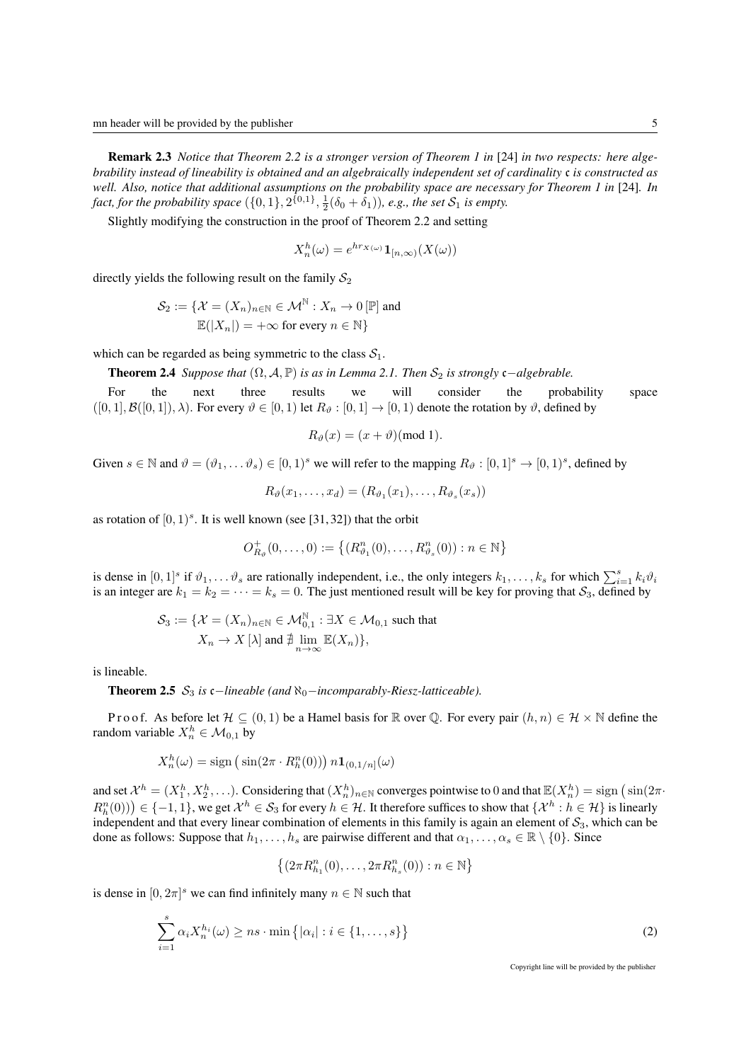**Remark 2.3** *Notice that Theorem 2.2 is a stronger version of Theorem 1 in* [24] *in two respects: here algebrability instead of lineability is obtained and an algebraically independent set of cardinality $\mathfrak{c}$ is constructed as well. Also, notice that additional assumptions on the probability space are necessary for Theorem 1 in* [24]*. In fact, for the probability space $(\{0,1\}, 2^{\{0,1\}}, \frac{1}{2}(\delta_0 + \delta_1))$, e.g., the set $\mathcal{S}_1$ is empty.*

Slightly modifying the construction in the proof of Theorem 2.2 and setting

$$X_n^h(\omega) = e^{hr_X(\omega)} \mathbf{1}_{[n,\infty)}(X(\omega))$$

directly yields the following result on the family $\mathcal{S}_2$

$$\mathcal{S}_2 := \{\mathcal{X} = (X_n)_{n\in\mathbb{N}} \in \mathcal{M}^{\mathbb{N}} : X_n \to 0\, [\mathbb{P}] \text{ and}$$
$$\mathbb{E}(|X_n|) = +\infty \text{ for every } n \in \mathbb{N}\}$$

which can be regarded as being symmetric to the class $\mathcal{S}_1$.

**Theorem 2.4** *Suppose that $(\Omega, \mathcal{A}, \mathbb{P})$ is as in Lemma 2.1. Then $\mathcal{S}_2$ is strongly $\mathfrak{c}-$algebrable.*

For the next three results we will consider the probability space $([0,1], \mathcal{B}([0,1]), \lambda)$. For every $\vartheta \in [0,1)$ let $R_\vartheta : [0,1] \to [0,1)$ denote the rotation by $\vartheta$, defined by

$$R_\vartheta(x) = (x + \vartheta)(\text{mod } 1).$$

Given $s \in \mathbb{N}$ and $\vartheta = (\vartheta_1, \ldots \vartheta_s) \in [0,1)^s$ we will refer to the mapping $R_\vartheta : [0,1]^s \to [0,1)^s$, defined by

$$R_\vartheta(x_1, \ldots, x_d) = (R_{\vartheta_1}(x_1), \ldots, R_{\vartheta_s}(x_s))$$

as rotation of $[0,1)^s$. It is well known (see [31, 32]) that the orbit

$$O^+_{R_\vartheta}(0, \ldots, 0) := \left\{(R^n_{\vartheta_1}(0), \ldots, R^n_{\vartheta_s}(0)) : n \in \mathbb{N}\right\}$$

is dense in $[0,1]^s$ if $\vartheta_1, \ldots \vartheta_s$ are rationally independent, i.e., the only integers $k_1, \ldots, k_s$ for which $\sum_{i=1}^s k_i\vartheta_i$ is an integer are $k_1 = k_2 = \cdots = k_s = 0$. The just mentioned result will be key for proving that $\mathcal{S}_3$, defined by

$$\mathcal{S}_3 := \{\mathcal{X} = (X_n)_{n\in\mathbb{N}} \in \mathcal{M}_{0,1}^{\mathbb{N}} : \exists X \in \mathcal{M}_{0,1} \text{ such that}$$
$$X_n \to X\, [\lambda] \text{ and } \nexists \lim_{n\to\infty} \mathbb{E}(X_n)\},$$

is lineable.

**Theorem 2.5** *$\mathcal{S}_3$ is $\mathfrak{c}-$lineable (and $\aleph_0-$incomparably-Riesz-latticeable).*

P r o o f. As before let $\mathcal{H} \subseteq (0,1)$ be a Hamel basis for $\mathbb{R}$ over $\mathbb{Q}$. For every pair $(h,n) \in \mathcal{H} \times \mathbb{N}$ define the random variable $X_n^h \in \mathcal{M}_{0,1}$ by

$$X_n^h(\omega) = \text{sign}\left(\sin(2\pi \cdot R_h^n(0))\right) n\mathbf{1}_{(0,1/n]}(\omega)$$

and set $\mathcal{X}^h = (X_1^h, X_2^h, \ldots)$. Considering that $(X_n^h)_{n\in\mathbb{N}}$ converges pointwise to 0 and that $\mathbb{E}(X_n^h) = \text{sign}\left(\sin(2\pi \cdot R_h^n(0))\right) \in \{-1, 1\}$, we get $\mathcal{X}^h \in \mathcal{S}_3$ for every $h \in \mathcal{H}$. It therefore suffices to show that $\{\mathcal{X}^h : h \in \mathcal{H}\}$ is linearly independent and that every linear combination of elements in this family is again an element of $\mathcal{S}_3$, which can be done as follows: Suppose that $h_1, \ldots, h_s$ are pairwise different and that $\alpha_1, \ldots, \alpha_s \in \mathbb{R} \setminus \{0\}$. Since

$$\left\{(2\pi R^n_{h_1}(0), \ldots, 2\pi R^n_{h_s}(0)) : n \in \mathbb{N}\right\}$$

is dense in $[0, 2\pi]^s$ we can find infinitely many $n \in \mathbb{N}$ such that

$$\sum_{i=1}^s \alpha_i X_n^{h_i}(\omega) \geq ns \cdot \min\left\{|\alpha_i| : i \in \{1, \ldots, s\}\right\} \tag{2}$$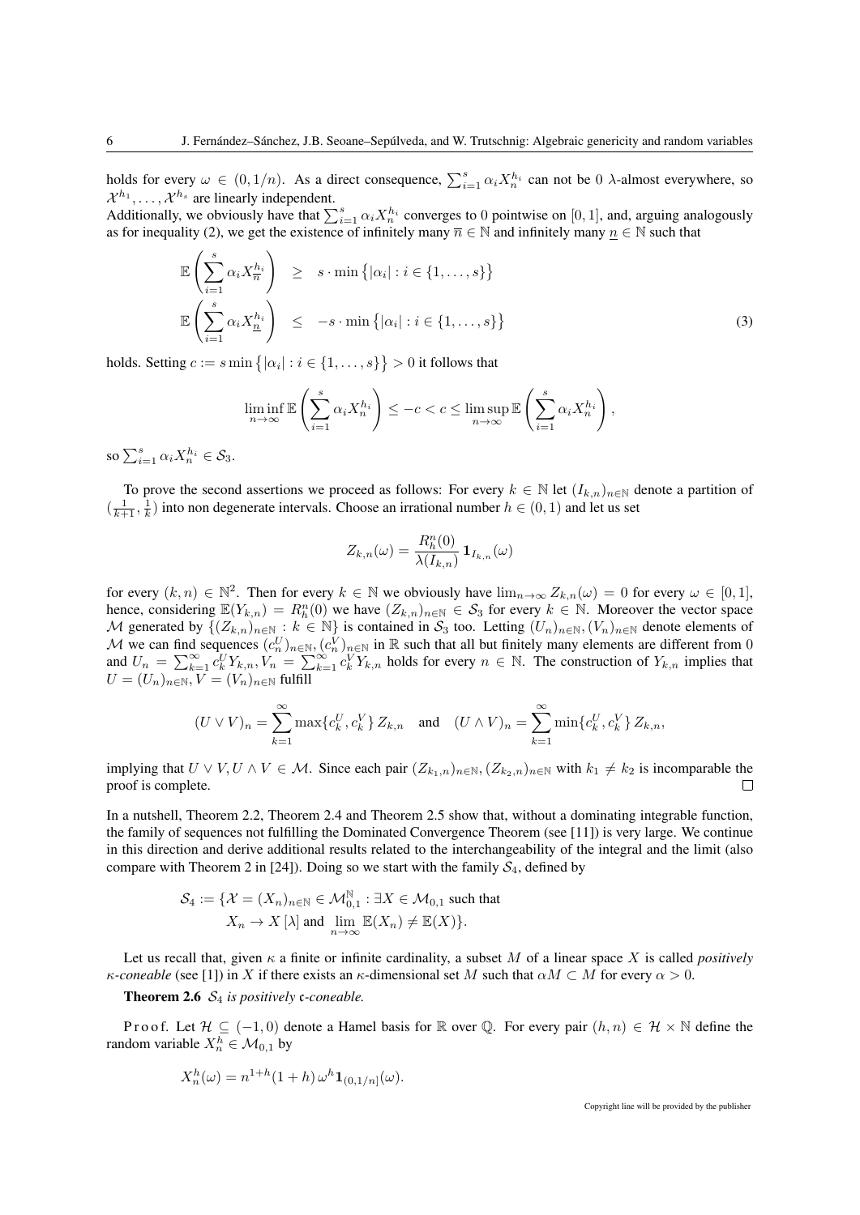holds for every $\omega \in (0, 1/n)$. As a direct consequence, $\sum_{i=1}^{s} \alpha_i X_n^{h_i}$ can not be 0 $\lambda$-almost everywhere, so $\mathcal{X}^{h_1}, \ldots, \mathcal{X}^{h_s}$ are linearly independent.
Additionally, we obviously have that $\sum_{i=1}^{s} \alpha_i X_n^{h_i}$ converges to 0 pointwise on $[0, 1]$, and, arguing analogously as for inequality (2), we get the existence of infinitely many $\overline{n} \in \mathbb{N}$ and infinitely many $\underline{n} \in \mathbb{N}$ such that

$$
\begin{aligned}
\mathbb{E}\left(\sum_{i=1}^{s} \alpha_i X_{\overline{n}}^{h_i}\right) &\geq s \cdot \min\left\{|\alpha_i| : i \in \{1, \ldots, s\}\right\} \\
\mathbb{E}\left(\sum_{i=1}^{s} \alpha_i X_{\underline{n}}^{h_i}\right) &\leq -s \cdot \min\left\{|\alpha_i| : i \in \{1, \ldots, s\}\right\}
\end{aligned} \tag{3}
$$

holds. Setting $c := s \min\left\{|\alpha_i| : i \in \{1, \ldots, s\}\right\} > 0$ it follows that

$$
\liminf_{n \to \infty} \mathbb{E}\left(\sum_{i=1}^{s} \alpha_i X_n^{h_i}\right) \leq -c < c \leq \limsup_{n \to \infty} \mathbb{E}\left(\sum_{i=1}^{s} \alpha_i X_n^{h_i}\right),
$$

so $\sum_{i=1}^{s} \alpha_i X_n^{h_i} \in \mathcal{S}_3$.

To prove the second assertions we proceed as follows: For every $k \in \mathbb{N}$ let $(I_{k,n})_{n \in \mathbb{N}}$ denote a partition of $(\frac{1}{k+1}, \frac{1}{k})$ into non degenerate intervals. Choose an irrational number $h \in (0, 1)$ and let us set

$$
Z_{k,n}(\omega) = \frac{R_h^n(0)}{\lambda(I_{k,n})} \mathbf{1}_{I_{k,n}}(\omega)
$$

for every $(k, n) \in \mathbb{N}^2$. Then for every $k \in \mathbb{N}$ we obviously have $\lim_{n \to \infty} Z_{k,n}(\omega) = 0$ for every $\omega \in [0, 1]$, hence, considering $\mathbb{E}(Y_{k,n}) = R_h^n(0)$ we have $(Z_{k,n})_{n \in \mathbb{N}} \in \mathcal{S}_3$ for every $k \in \mathbb{N}$. Moreover the vector space $\mathcal{M}$ generated by $\{(Z_{k,n})_{n \in \mathbb{N}} : k \in \mathbb{N}\}$ is contained in $\mathcal{S}_3$ too. Letting $(U_n)_{n \in \mathbb{N}}, (V_n)_{n \in \mathbb{N}}$ denote elements of $\mathcal{M}$ we can find sequences $(c_n^U)_{n \in \mathbb{N}}, (c_n^V)_{n \in \mathbb{N}}$ in $\mathbb{R}$ such that all but finitely many elements are different from 0 and $U_n = \sum_{k=1}^{\infty} c_k^U Y_{k,n}, V_n = \sum_{k=1}^{\infty} c_k^V Y_{k,n}$ holds for every $n \in \mathbb{N}$. The construction of $Y_{k,n}$ implies that $U = (U_n)_{n \in \mathbb{N}}, V = (V_n)_{n \in \mathbb{N}}$ fulfill

$$
(U \vee V)_n = \sum_{k=1}^{\infty} \max\{c_k^U, c_k^V\} Z_{k,n} \quad \text{and} \quad (U \wedge V)_n = \sum_{k=1}^{\infty} \min\{c_k^U, c_k^V\} Z_{k,n},
$$

implying that $U \vee V, U \wedge V \in \mathcal{M}$. Since each pair $(Z_{k_1,n})_{n \in \mathbb{N}}, (Z_{k_2,n})_{n \in \mathbb{N}}$ with $k_1 \neq k_2$ is incomparable the proof is complete. □

In a nutshell, Theorem 2.2, Theorem 2.4 and Theorem 2.5 show that, without a dominating integrable function, the family of sequences not fulfilling the Dominated Convergence Theorem (see [11]) is very large. We continue in this direction and derive additional results related to the interchangeability of the integral and the limit (also compare with Theorem 2 in [24]). Doing so we start with the family $\mathcal{S}_4$, defined by

$$
\begin{aligned}
\mathcal{S}_4 := \{&\mathcal{X} = (X_n)_{n \in \mathbb{N}} \in \mathcal{M}_{0,1}^{\mathbb{N}} : \exists X \in \mathcal{M}_{0,1} \text{ such that} \\
&X_n \to X\,[\lambda] \text{ and } \lim_{n \to \infty} \mathbb{E}(X_n) \neq \mathbb{E}(X)\}.
\end{aligned}
$$

Let us recall that, given $\kappa$ a finite or infinite cardinality, a subset $M$ of a linear space $X$ is called *positively $\kappa$-coneable* (see [1]) in $X$ if there exists an $\kappa$-dimensional set $M$ such that $\alpha M \subset M$ for every $\alpha > 0$.

**Theorem 2.6** *$\mathcal{S}_4$ is positively $\mathfrak{c}$-coneable.*

Proof. Let $\mathcal{H} \subseteq (-1, 0)$ denote a Hamel basis for $\mathbb{R}$ over $\mathbb{Q}$. For every pair $(h, n) \in \mathcal{H} \times \mathbb{N}$ define the random variable $X_n^h \in \mathcal{M}_{0,1}$ by

$$
X_n^h(\omega) = n^{1+h}(1 + h)\, \omega^h \mathbf{1}_{(0,1/n]}(\omega).
$$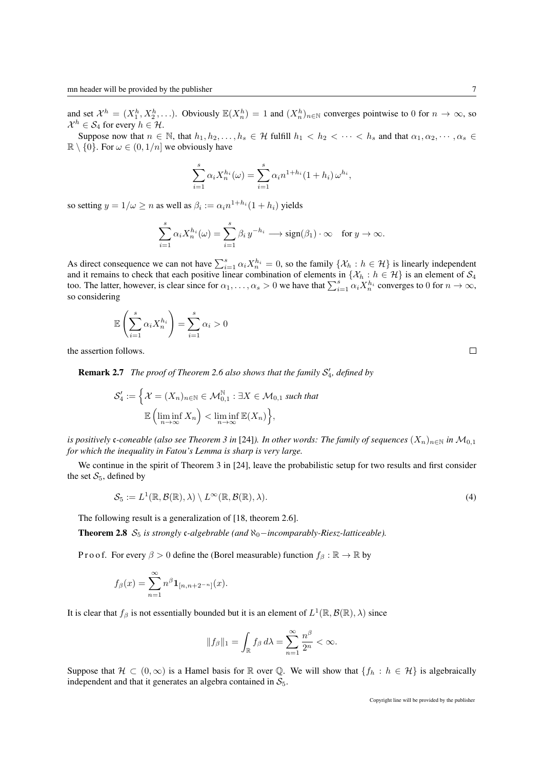and set $\mathcal{X}^h = (X_1^h, X_2^h, \ldots)$. Obviously $\mathbb{E}(X_n^h) = 1$ and $(X_n^h)_{n\in\mathbb{N}}$ converges pointwise to 0 for $n \to \infty$, so $\mathcal{X}^h \in \mathcal{S}_4$ for every $h \in \mathcal{H}$.

Suppose now that $n \in \mathbb{N}$, that $h_1, h_2, \ldots, h_s \in \mathcal{H}$ fulfill $h_1 < h_2 < \cdots < h_s$ and that $\alpha_1, \alpha_2, \cdots, \alpha_s \in \mathbb{R} \setminus \{0\}$. For $\omega \in (0, 1/n]$ we obviously have

$$\sum_{i=1}^s \alpha_i X_n^{h_i}(\omega) = \sum_{i=1}^s \alpha_i n^{1+h_i}(1+h_i)\,\omega^{h_i},$$

so setting $y = 1/\omega \geq n$ as well as $\beta_i := \alpha_i n^{1+h_i}(1+h_i)$ yields

$$\sum_{i=1}^s \alpha_i X_n^{h_i}(\omega) = \sum_{i=1}^s \beta_i\, y^{-h_i} \longrightarrow \operatorname{sign}(\beta_1)\cdot\infty \quad \text{for } y \to \infty.$$

As direct consequence we can not have $\sum_{i=1}^s \alpha_i X_n^{h_i} = 0$, so the family $\{\mathcal{X}_h : h \in \mathcal{H}\}$ is linearly independent and it remains to check that each positive linear combination of elements in $\{\mathcal{X}_h : h \in \mathcal{H}\}$ is an element of $\mathcal{S}_4$ too. The latter, however, is clear since for $\alpha_1, \ldots, \alpha_s > 0$ we have that $\sum_{i=1}^s \alpha_i X_n^{h_i}$ converges to 0 for $n \to \infty$, so considering

$$\mathbb{E}\left(\sum_{i=1}^s \alpha_i X_n^{h_i}\right) = \sum_{i=1}^s \alpha_i > 0$$

the assertion follows. □

**Remark 2.7** *The proof of Theorem 2.6 also shows that the family $\mathcal{S}_4'$, defined by*

$$\mathcal{S}_4' := \Big\{ \mathcal{X} = (X_n)_{n\in\mathbb{N}} \in \mathcal{M}_{0,1}^{\mathbb{N}} : \exists X \in \mathcal{M}_{0,1} \text{ such that } \mathbb{E}\left(\liminf_{n\to\infty} X_n\right) < \liminf_{n\to\infty} \mathbb{E}(X_n) \Big\},$$

*is positively $\mathfrak{c}$-coneable (also see Theorem 3 in* [24]*). In other words: The family of sequences $(X_n)_{n\in\mathbb{N}}$ in $\mathcal{M}_{0,1}$ for which the inequality in Fatou's Lemma is sharp is very large.*

We continue in the spirit of Theorem 3 in [24], leave the probabilistic setup for two results and first consider the set $\mathcal{S}_5$, defined by

$$\mathcal{S}_5 := L^1(\mathbb{R}, \mathcal{B}(\mathbb{R}), \lambda) \setminus L^\infty(\mathbb{R}, \mathcal{B}(\mathbb{R}), \lambda). \tag{4}$$

The following result is a generalization of [18, theorem 2.6].

**Theorem 2.8** *$\mathcal{S}_5$ is strongly $\mathfrak{c}$-algebrable (and $\aleph_0$−incomparably-Riesz-latticeable).*

Proof. For every $\beta > 0$ define the (Borel measurable) function $f_\beta : \mathbb{R} \to \mathbb{R}$ by

$$f_\beta(x) = \sum_{n=1}^\infty n^\beta \mathbf{1}_{[n, n+2^{-n}]}(x).$$

It is clear that $f_\beta$ is not essentially bounded but it is an element of $L^1(\mathbb{R}, \mathcal{B}(\mathbb{R}), \lambda)$ since

$$\|f_\beta\|_1 = \int_{\mathbb{R}} f_\beta \, d\lambda = \sum_{n=1}^\infty \frac{n^\beta}{2^n} < \infty.$$

Suppose that $\mathcal{H} \subset (0, \infty)$ is a Hamel basis for $\mathbb{R}$ over $\mathbb{Q}$. We will show that $\{f_h : h \in \mathcal{H}\}$ is algebraically independent and that it generates an algebra contained in $\mathcal{S}_5$.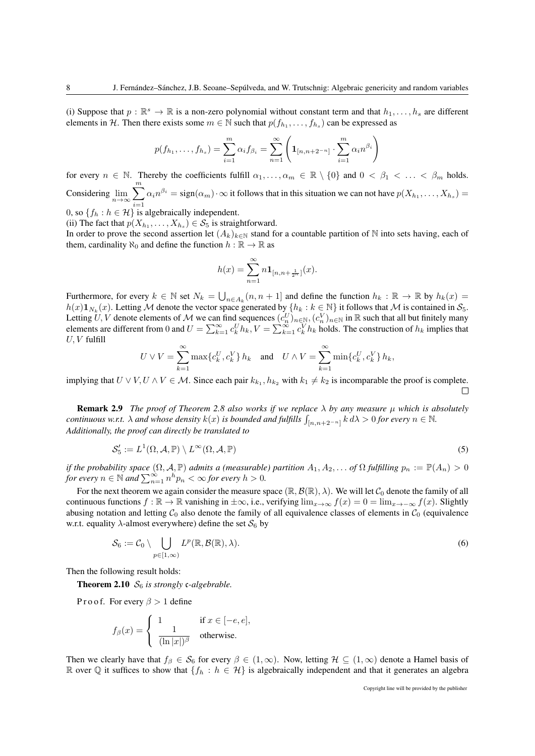(i) Suppose that $p : \mathbb{R}^s \to \mathbb{R}$ is a non-zero polynomial without constant term and that $h_1, \ldots, h_s$ are different elements in $\mathcal{H}$. Then there exists some $m \in \mathbb{N}$ such that $p(f_{h_1}, \ldots, f_{h_s})$ can be expressed as

$$p(f_{h_1}, \ldots, f_{h_s}) = \sum_{i=1}^{m} \alpha_i f_{\beta_i} = \sum_{n=1}^{\infty} \left( \mathbf{1}_{[n,n+2^{-n}]} \cdot \sum_{i=1}^{m} \alpha_i n^{\beta_i} \right)$$

for every $n \in \mathbb{N}$. Thereby the coefficients fulfill $\alpha_1, \ldots, \alpha_m \in \mathbb{R} \setminus \{0\}$ and $0 < \beta_1 < \ldots < \beta_m$ holds. Considering $\lim_{n\to\infty} \sum_{i=1}^{m} \alpha_i n^{\beta_i} = \mathrm{sign}(\alpha_m) \cdot \infty$ it follows that in this situation we can not have $p(X_{h_1}, \ldots, X_{h_s}) = 0$, so $\{f_h : h \in \mathcal{H}\}$ is algebraically independent.

(ii) The fact that $p(X_{h_1}, \ldots, X_{h_s}) \in \mathcal{S}_5$ is straightforward.

In order to prove the second assertion let $(A_k)_{k\in\mathbb{N}}$ stand for a countable partition of $\mathbb{N}$ into sets having, each of them, cardinality $\aleph_0$ and define the function $h : \mathbb{R} \to \mathbb{R}$ as

$$h(x) = \sum_{n=1}^{\infty} n \mathbf{1}_{[n,n+\frac{1}{2^n}]}(x).$$

Furthermore, for every $k \in \mathbb{N}$ set $N_k = \bigcup_{n\in A_k} (n, n+1]$ and define the function $h_k : \mathbb{R} \to \mathbb{R}$ by $h_k(x) = h(x)\mathbf{1}_{N_k}(x)$. Letting $\mathcal{M}$ denote the vector space generated by $\{h_k : k \in \mathbb{N}\}$ it follows that $\mathcal{M}$ is contained in $\mathcal{S}_5$. Letting $U, V$ denote elements of $\mathcal{M}$ we can find sequences $(c_n^U)_{n\in\mathbb{N}}, (c_n^V)_{n\in\mathbb{N}}$ in $\mathbb{R}$ such that all but finitely many elements are different from 0 and $U = \sum_{k=1}^{\infty} c_k^U h_k, V = \sum_{k=1}^{\infty} c_k^V h_k$ holds. The construction of $h_k$ implies that $U, V$ fulfill

$$U \vee V = \sum_{k=1}^{\infty} \max\{c_k^U, c_k^V\} \, h_k \quad \text{and} \quad U \wedge V = \sum_{k=1}^{\infty} \min\{c_k^U, c_k^V\} \, h_k,$$

implying that $U \vee V, U \wedge V \in \mathcal{M}$. Since each pair $k_{k_1}, h_{k_2}$ with $k_1 \neq k_2$ is incomparable the proof is complete. □

**Remark 2.9** *The proof of Theorem 2.8 also works if we replace $\lambda$ by any measure $\mu$ which is absolutely continuous w.r.t. $\lambda$ and whose density $k(x)$ is bounded and fulfills $\int_{[n,n+2^{-n}]} k \, d\lambda > 0$ for every $n \in \mathbb{N}$. Additionally, the proof can directly be translated to*

$$\mathcal{S}_5' := L^1(\Omega, \mathcal{A}, \mathbb{P}) \setminus L^\infty(\Omega, \mathcal{A}, \mathbb{P}) \tag{5}$$

*if the probability space $(\Omega, \mathcal{A}, \mathbb{P})$ admits a (measurable) partition $A_1, A_2, \ldots$ of $\Omega$ fulfilling $p_n := \mathbb{P}(A_n) > 0$ for every $n \in \mathbb{N}$ and $\sum_{n=1}^{\infty} n^h p_n < \infty$ for every $h > 0$.*

For the next theorem we again consider the measure space $(\mathbb{R}, \mathcal{B}(\mathbb{R}), \lambda)$. We will let $\mathcal{C}_0$ denote the family of all continuous functions $f : \mathbb{R} \to \mathbb{R}$ vanishing in $\pm\infty$, i.e., verifying $\lim_{x\to\infty} f(x) = 0 = \lim_{x\to-\infty} f(x)$. Slightly abusing notation and letting $\mathcal{C}_0$ also denote the family of all equivalence classes of elements in $\mathcal{C}_0$ (equivalence w.r.t. equality $\lambda$-almost everywhere) define the set $\mathcal{S}_6$ by

$$\mathcal{S}_6 := \mathcal{C}_0 \setminus \bigcup_{p\in[1,\infty)} L^p(\mathbb{R}, \mathcal{B}(\mathbb{R}), \lambda). \tag{6}$$

Then the following result holds:

**Theorem 2.10** *$\mathcal{S}_6$ is strongly $\mathfrak{c}$-algebrable.*

Proof. For every $\beta > 1$ define

$$f_\beta(x) = \begin{cases} 1 & \text{if } x \in [-e, e], \\ \dfrac{1}{(\ln|x|)^\beta} & \text{otherwise.} \end{cases}$$

Then we clearly have that $f_\beta \in \mathcal{S}_6$ for every $\beta \in (1, \infty)$. Now, letting $\mathcal{H} \subseteq (1, \infty)$ denote a Hamel basis of $\mathbb{R}$ over $\mathbb{Q}$ it suffices to show that $\{f_h : h \in \mathcal{H}\}$ is algebraically independent and that it generates an algebra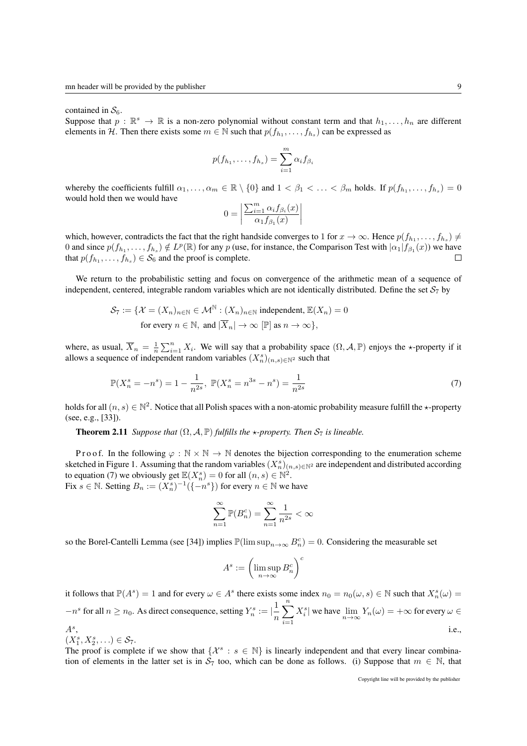contained in $\mathcal{S}_6$.

Suppose that $p : \mathbb{R}^s \to \mathbb{R}$ is a non-zero polynomial without constant term and that $h_1, \ldots, h_n$ are different elements in $\mathcal{H}$. Then there exists some $m \in \mathbb{N}$ such that $p(f_{h_1}, \ldots, f_{h_s})$ can be expressed as

$$p(f_{h_1}, \ldots, f_{h_s}) = \sum_{i=1}^{m} \alpha_i f_{\beta_i}$$

whereby the coefficients fulfill $\alpha_1, \ldots, \alpha_m \in \mathbb{R} \setminus \{0\}$ and $1 < \beta_1 < \ldots < \beta_m$ holds. If $p(f_{h_1}, \ldots, f_{h_s}) = 0$ would hold then we would have

$$0 = \left| \frac{\sum_{i=1}^{m} \alpha_i f_{\beta_i}(x)}{\alpha_1 f_{\beta_1}(x)} \right|$$

which, however, contradicts the fact that the right handside converges to 1 for $x \to \infty$. Hence $p(f_{h_1}, \ldots, f_{h_s}) \neq 0$ and since $p(f_{h_1}, \ldots, f_{h_s}) \notin L^p(\mathbb{R})$ for any $p$ (use, for instance, the Comparison Test with $|\alpha_1| f_{\beta_1}(x)$) we have that $p(f_{h_1}, \ldots, f_{h_s}) \in \mathcal{S}_6$ and the proof is complete. □

We return to the probabilistic setting and focus on convergence of the arithmetic mean of a sequence of independent, centered, integrable random variables which are not identically distributed. Define the set $\mathcal{S}_7$ by

$$\mathcal{S}_7 := \{\mathcal{X} = (X_n)_{n\in\mathbb{N}} \in \mathcal{M}^{\mathbb{N}} : (X_n)_{n\in\mathbb{N}} \text{ independent}, \mathbb{E}(X_n) = 0 \\ \text{for every } n \in \mathbb{N}, \text{ and } |\overline{X}_n| \to \infty \ [\mathbb{P}] \text{ as } n \to \infty\},$$

where, as usual, $\overline{X}_n = \frac{1}{n}\sum_{i=1}^{n} X_i$. We will say that a probability space $(\Omega, \mathcal{A}, \mathbb{P})$ enjoys the $\star$-property if it allows a sequence of independent random variables $(X_n^s)_{(n,s)\in\mathbb{N}^2}$ such that

$$\mathbb{P}(X_n^s = -n^s) = 1 - \frac{1}{n^{2s}}, \ \mathbb{P}(X_n^s = n^{3s} - n^s) = \frac{1}{n^{2s}} \tag{7}$$

holds for all $(n, s) \in \mathbb{N}^2$. Notice that all Polish spaces with a non-atomic probability measure fulfill the $\star$-property (see, e.g., [33]).

**Theorem 2.11** *Suppose that $(\Omega, \mathcal{A}, \mathbb{P})$ fulfills the $\star$-property. Then $\mathcal{S}_7$ is lineable.*

Proof. In the following $\varphi : \mathbb{N} \times \mathbb{N} \to \mathbb{N}$ denotes the bijection corresponding to the enumeration scheme sketched in Figure 1. Assuming that the random variables $(X_n^s)_{(n,s)\in\mathbb{N}^2}$ are independent and distributed according to equation (7) we obviously get $\mathbb{E}(X_n^s) = 0$ for all $(n, s) \in \mathbb{N}^2$.

Fix $s \in \mathbb{N}$. Setting $B_n := (X_n^s)^{-1}(\{-n^s\})$ for every $n \in \mathbb{N}$ we have

$$\sum_{n=1}^{\infty} \mathbb{P}(B_n^c) = \sum_{n=1}^{\infty} \frac{1}{n^{2s}} < \infty$$

so the Borel-Cantelli Lemma (see [34]) implies $\mathbb{P}(\limsup_{n\to\infty} B_n^c) = 0$. Considering the measurable set

$$A^s := \left(\limsup_{n\to\infty} B_n^c\right)^c$$

it follows that $\mathbb{P}(A^s) = 1$ and for every $\omega \in A^s$ there exists some index $n_0 = n_0(\omega, s) \in \mathbb{N}$ such that $X_n^s(\omega) = -n^s$ for all $n \geq n_0$. As direct consequence, setting $Y_n^s := |\frac{1}{n}\sum_{i=1}^{n} X_i^s|$ we have $\lim_{n\to\infty} Y_n(\omega) = +\infty$ for every $\omega \in A^s$, i.e., $(X_1^s, X_2^s, \ldots) \in \mathcal{S}_7$.

The proof is complete if we show that $\{\mathcal{X}^s : s \in \mathbb{N}\}$ is linearly independent and that every linear combination of elements in the latter set is in $\mathcal{S}_7$ too, which can be done as follows. (i) Suppose that $m \in \mathbb{N}$, that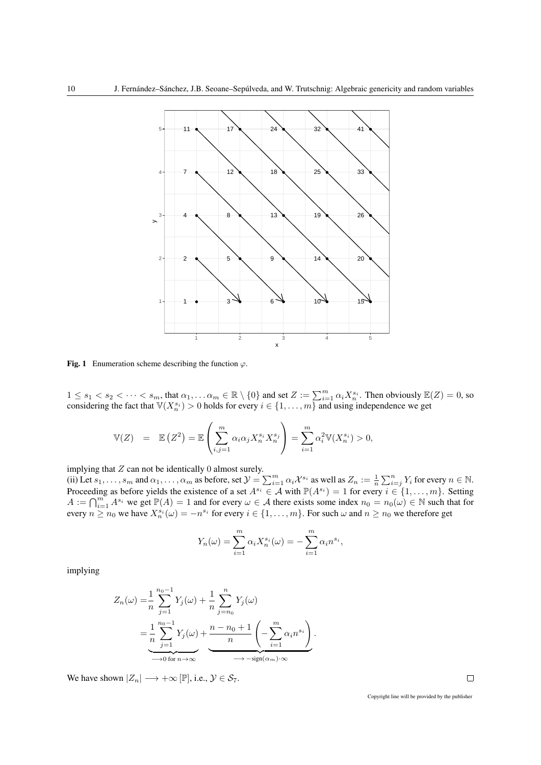**Fig. 1** Enumeration scheme describing the function $\varphi$.

$1 \leq s_1 < s_2 < \cdots < s_m$, that $\alpha_1, \ldots \alpha_m \in \mathbb{R} \setminus \{0\}$ and set $Z := \sum_{i=1}^{m} \alpha_i X_n^{s_i}$. Then obviously $\mathbb{E}(Z) = 0$, so considering the fact that $\mathbb{V}(X_n^{s_i}) > 0$ holds for every $i \in \{1, \ldots, m\}$ and using independence we get

$$\mathbb{V}(Z) \quad = \quad \mathbb{E}\left(Z^2\right) = \mathbb{E}\left(\sum_{i,j=1}^{m} \alpha_i \alpha_j X_n^{s_i} X_n^{s_j}\right) = \sum_{i=1}^{m} \alpha_i^2 \mathbb{V}(X_n^{s_i}) > 0,$$

implying that $Z$ can not be identically 0 almost surely.

(ii) Let $s_1, \ldots, s_m$ and $\alpha_1, \ldots, \alpha_m$ as before, set $\mathcal{Y} = \sum_{i=1}^{m} \alpha_i \mathcal{X}^{s_i}$ as well as $Z_n := \frac{1}{n} \sum_{i=j}^{n} Y_i$ for every $n \in \mathbb{N}$. Proceeding as before yields the existence of a set $A^{s_i} \in \mathcal{A}$ with $\mathbb{P}(A^{s_i}) = 1$ for every $i \in \{1, \ldots, m\}$. Setting $A := \bigcap_{i=1}^{m} A^{s_i}$ we get $\mathbb{P}(A) = 1$ and for every $\omega \in \mathcal{A}$ there exists some index $n_0 = n_0(\omega) \in \mathbb{N}$ such that for every $n \geq n_0$ we have $X_n^{s_i}(\omega) = -n^{s_i}$ for every $i \in \{1, \ldots, m\}$. For such $\omega$ and $n \geq n_0$ we therefore get

$$Y_n(\omega) = \sum_{i=1}^{m} \alpha_i X_n^{s_i}(\omega) = -\sum_{i=1}^{m} \alpha_i n^{s_i},$$

implying

$$\begin{aligned}
Z_n(\omega) =& \frac{1}{n} \sum_{j=1}^{n_0 - 1} Y_j(\omega) + \frac{1}{n} \sum_{j=n_0}^{n} Y_j(\omega) \\
=& \underbrace{\frac{1}{n} \sum_{j=1}^{n_0 - 1} Y_j(\omega)}_{\longrightarrow 0 \text{ for } n \to \infty} + \underbrace{\frac{n - n_0 + 1}{n} \left(-\sum_{i=1}^{m} \alpha_i n^{s_i}\right)}_{\longrightarrow -\mathrm{sign}(\alpha_m) \cdot \infty}.
\end{aligned}$$

We have shown $|Z_n| \longrightarrow +\infty \, [\mathbb{P}]$, i.e., $\mathcal{Y} \in \mathcal{S}_7$. $\square$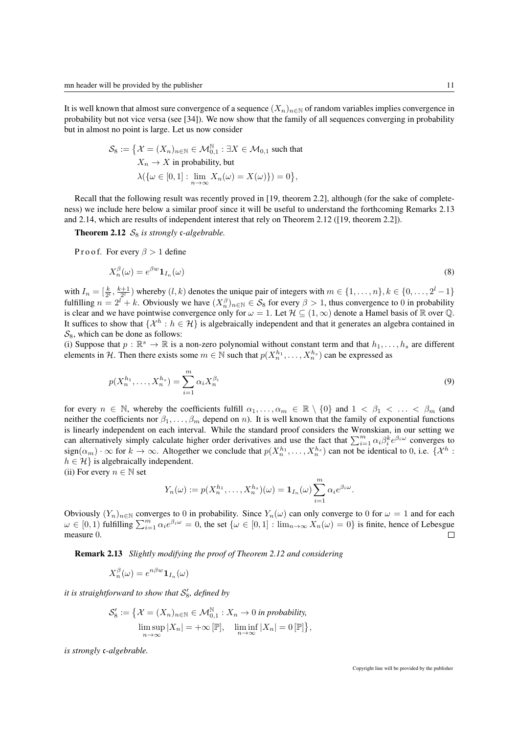It is well known that almost sure convergence of a sequence $(X_n)_{n\in\mathbb{N}}$ of random variables implies convergence in probability but not vice versa (see [34]). We now show that the family of all sequences converging in probability but in almost no point is large. Let us now consider

$$
\begin{aligned}
\mathcal{S}_8 := \big\{ \mathcal{X} = (X_n)_{n\in\mathbb{N}} \in \mathcal{M}_{0,1}^{\mathbb{N}} : &\ \exists X \in \mathcal{M}_{0,1} \text{ such that} \\
&X_n \to X \text{ in probability, but} \\
&\lambda(\{\omega \in [0,1] : \lim_{n\to\infty} X_n(\omega) = X(\omega)\}) = 0 \big\},
\end{aligned}
$$

Recall that the following result was recently proved in [19, theorem 2.2], although (for the sake of completeness) we include here below a similar proof since it will be useful to understand the forthcoming Remarks 2.13 and 2.14, which are results of independent interest that rely on Theorem 2.12 ([19, theorem 2.2]).

**Theorem 2.12** *$\mathcal{S}_8$ is strongly $\mathfrak{c}$-algebrable.*

Proof. For every $\beta > 1$ define

$$
X_n^\beta(\omega) = e^{\beta w}\mathbf{1}_{I_n}(\omega) \tag{8}
$$

with $I_n = [\frac{k}{2^l}, \frac{k+1}{2^l})$ whereby $(l,k)$ denotes the unique pair of integers with $m \in \{1,\ldots,n\}, k \in \{0,\ldots,2^l-1\}$ fulfilling $n = 2^l + k$. Obviously we have $(X_n^\beta)_{n\in\mathbb{N}} \in \mathcal{S}_8$ for every $\beta > 1$, thus convergence to 0 in probability is clear and we have pointwise convergence only for $\omega = 1$. Let $\mathcal{H} \subseteq (1,\infty)$ denote a Hamel basis of $\mathbb{R}$ over $\mathbb{Q}$. It suffices to show that $\{\mathcal{X}^h : h \in \mathcal{H}\}$ is algebraically independent and that it generates an algebra contained in $\mathcal{S}_8$, which can be done as follows:

(i) Suppose that $p : \mathbb{R}^s \to \mathbb{R}$ is a non-zero polynomial without constant term and that $h_1,\ldots,h_s$ are different elements in $\mathcal{H}$. Then there exists some $m \in \mathbb{N}$ such that $p(X_n^{h_1},\ldots,X_n^{h_s})$ can be expressed as

$$
p(X_n^{h_1},\ldots,X_n^{h_s}) = \sum_{i=1}^m \alpha_i X_n^{\beta_i} \tag{9}
$$

for every $n \in \mathbb{N}$, whereby the coefficients fulfill $\alpha_1,\ldots,\alpha_m \in \mathbb{R}\setminus\{0\}$ and $1 < \beta_1 < \ldots < \beta_m$ (and neither the coefficients nor $\beta_1,\ldots,\beta_m$ depend on $n$). It is well known that the family of exponential functions is linearly independent on each interval. While the standard proof considers the Wronskian, in our setting we can alternatively simply calculate higher order derivatives and use the fact that $\sum_{i=1}^m \alpha_i\beta_i^k e^{\beta_i\omega}$ converges to $\operatorname{sign}(\alpha_m)\cdot\infty$ for $k\to\infty$. Altogether we conclude that $p(X_n^{h_1},\ldots,X_n^{h_s})$ can not be identical to 0, i.e. $\{\mathcal{X}^h : h \in \mathcal{H}\}$ is algebraically independent.

(ii) For every $n \in \mathbb{N}$ set

$$
Y_n(\omega) := p(X_n^{h_1},\ldots,X_n^{h_s})(\omega) = \mathbf{1}_{I_n}(\omega)\sum_{i=1}^m \alpha_i e^{\beta_i\omega}.
$$

Obviously $(Y_n)_{n\in\mathbb{N}}$ converges to 0 in probability. Since $Y_n(\omega)$ can only converge to 0 for $\omega = 1$ and for each $\omega \in [0,1)$ fulfilling $\sum_{i=1}^m \alpha_i e^{\beta_i\omega} = 0$, the set $\{\omega \in [0,1] : \lim_{n\to\infty} X_n(\omega) = 0\}$ is finite, hence of Lebesgue measure 0. □

**Remark 2.13** *Slightly modifying the proof of Theorem 2.12 and considering*

$$
X_n^\beta(\omega) = e^{n\beta w}\mathbf{1}_{I_n}(\omega)
$$

*it is straightforward to show that $\mathcal{S}_8'$, defined by*

$$
\begin{aligned}
\mathcal{S}_8' := \big\{ \mathcal{X} = (X_n)_{n\in\mathbb{N}} \in \mathcal{M}_{0,1}^{\mathbb{N}} : &\ X_n \to 0 \textit{ in probability,} \\
&\limsup_{n\to\infty}|X_n| = +\infty\,[\mathbb{P}], \quad \liminf_{n\to\infty}|X_n| = 0\,[\mathbb{P}] \big\},
\end{aligned}
$$

*is strongly $\mathfrak{c}$-algebrable.*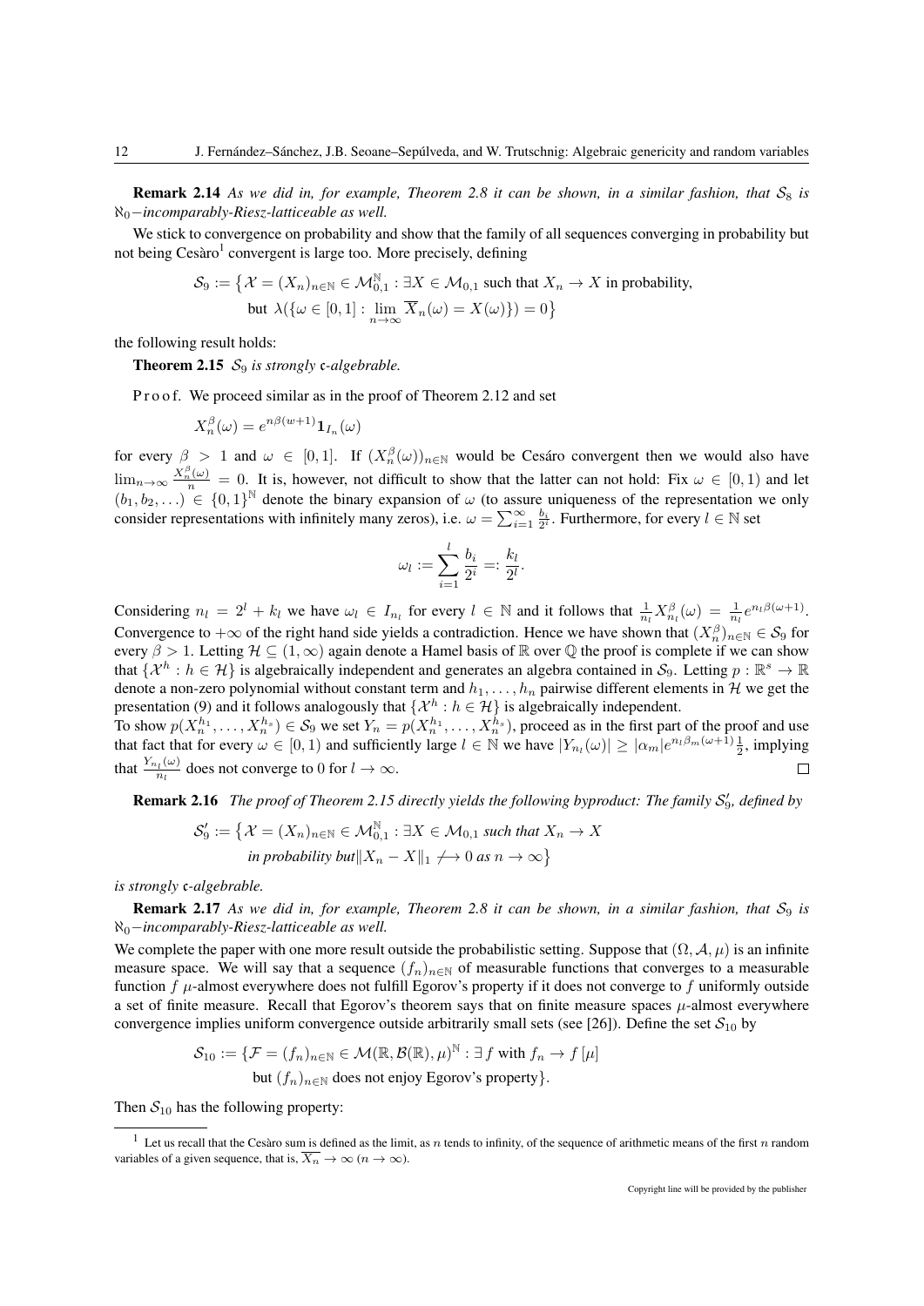**Remark 2.14** *As we did in, for example, Theorem 2.8 it can be shown, in a similar fashion, that $\mathcal{S}_8$ is $\aleph_0$−incomparably-Riesz-latticeable as well.*

We stick to convergence on probability and show that the family of all sequences converging in probability but not being Cesàro[1] convergent is large too. More precisely, defining

$$\mathcal{S}_9 := \big\{ \mathcal{X} = (X_n)_{n\in\mathbb{N}} \in \mathcal{M}_{0,1}^{\mathbb{N}} : \exists X \in \mathcal{M}_{0,1} \text{ such that } X_n \to X \text{ in probability,}$$
$$\text{but } \lambda(\{\omega \in [0,1] : \lim_{n\to\infty} \overline{X}_n(\omega) = X(\omega)\}) = 0 \big\}$$

the following result holds:

**Theorem 2.15** *$\mathcal{S}_9$ is strongly $\mathfrak{c}$-algebrable.*

Proof. We proceed similar as in the proof of Theorem 2.12 and set

$$X_n^\beta(\omega) = e^{n\beta(w+1)}\mathbf{1}_{I_n}(\omega)$$

for every $\beta > 1$ and $\omega \in [0,1]$. If $(X_n^\beta(\omega))_{n\in\mathbb{N}}$ would be Cesáro convergent then we would also have $\lim_{n\to\infty}\frac{X_n^\beta(\omega)}{n} = 0$. It is, however, not difficult to show that the latter can not hold: Fix $\omega \in [0,1)$ and let $(b_1, b_2, \ldots) \in \{0,1\}^{\mathbb{N}}$ denote the binary expansion of $\omega$ (to assure uniqueness of the representation we only consider representations with infinitely many zeros), i.e. $\omega = \sum_{i=1}^{\infty}\frac{b_i}{2^i}$. Furthermore, for every $l \in \mathbb{N}$ set

$$\omega_l := \sum_{i=1}^{l}\frac{b_i}{2^i} =: \frac{k_l}{2^l}.$$

Considering $n_l = 2^l + k_l$ we have $\omega_l \in I_{n_l}$ for every $l \in \mathbb{N}$ and it follows that $\frac{1}{n_l}X_{n_l}^\beta(\omega) = \frac{1}{n_l}e^{n_l\beta(\omega+1)}$. Convergence to $+\infty$ of the right hand side yields a contradiction. Hence we have shown that $(X_n^\beta)_{n\in\mathbb{N}} \in \mathcal{S}_9$ for every $\beta > 1$. Letting $\mathcal{H} \subseteq (1,\infty)$ again denote a Hamel basis of $\mathbb{R}$ over $\mathbb{Q}$ the proof is complete if we can show that $\{\mathcal{X}^h : h \in \mathcal{H}\}$ is algebraically independent and generates an algebra contained in $\mathcal{S}_9$. Letting $p : \mathbb{R}^s \to \mathbb{R}$ denote a non-zero polynomial without constant term and $h_1, \ldots, h_n$ pairwise different elements in $\mathcal{H}$ we get the presentation (9) and it follows analogously that $\{\mathcal{X}^h : h \in \mathcal{H}\}$ is algebraically independent.
To show $p(X_n^{h_1}, \ldots, X_n^{h_s}) \in \mathcal{S}_9$ we set $Y_n = p(X_n^{h_1}, \ldots, X_n^{h_s})$, proceed as in the first part of the proof and use that fact that for every $\omega \in [0,1)$ and sufficiently large $l \in \mathbb{N}$ we have $|Y_{n_l}(\omega)| \geq |\alpha_m| e^{n_l\beta_m(\omega+1)}\frac{1}{2}$, implying that $\frac{Y_{n_l}(\omega)}{n_l}$ does not converge to 0 for $l \to \infty$. □

**Remark 2.16** *The proof of Theorem 2.15 directly yields the following byproduct: The family $\mathcal{S}_9'$, defined by*

$$\mathcal{S}_9' := \big\{ \mathcal{X} = (X_n)_{n\in\mathbb{N}} \in \mathcal{M}_{0,1}^{\mathbb{N}} : \exists X \in \mathcal{M}_{0,1} \textit{ such that } X_n \to X$$
$$\textit{in probability but} \|X_n - X\|_1 \not\longrightarrow 0 \textit{ as } n \to \infty \big\}$$

*is strongly $\mathfrak{c}$-algebrable.*

**Remark 2.17** *As we did in, for example, Theorem 2.8 it can be shown, in a similar fashion, that $\mathcal{S}_9$ is $\aleph_0$−incomparably-Riesz-latticeable as well.*

We complete the paper with one more result outside the probabilistic setting. Suppose that $(\Omega, \mathcal{A}, \mu)$ is an infinite measure space. We will say that a sequence $(f_n)_{n\in\mathbb{N}}$ of measurable functions that converges to a measurable function $f$ $\mu$-almost everywhere does not fulfill Egorov's property if it does not converge to $f$ uniformly outside a set of finite measure. Recall that Egorov's theorem says that on finite measure spaces $\mu$-almost everywhere convergence implies uniform convergence outside arbitrarily small sets (see [26]). Define the set $\mathcal{S}_{10}$ by

$$\mathcal{S}_{10} := \{\mathcal{F} = (f_n)_{n\in\mathbb{N}} \in \mathcal{M}(\mathbb{R}, \mathcal{B}(\mathbb{R}), \mu)^{\mathbb{N}} : \exists\, f \text{ with } f_n \to f\, [\mu]$$
$$\text{but } (f_n)_{n\in\mathbb{N}} \text{ does not enjoy Egorov's property}\}.$$

Then $\mathcal{S}_{10}$ has the following property:

[1] Let us recall that the Cesàro sum is defined as the limit, as $n$ tends to infinity, of the sequence of arithmetic means of the first $n$ random variables of a given sequence, that is, $\overline{X_n} \to \infty$ $(n \to \infty)$.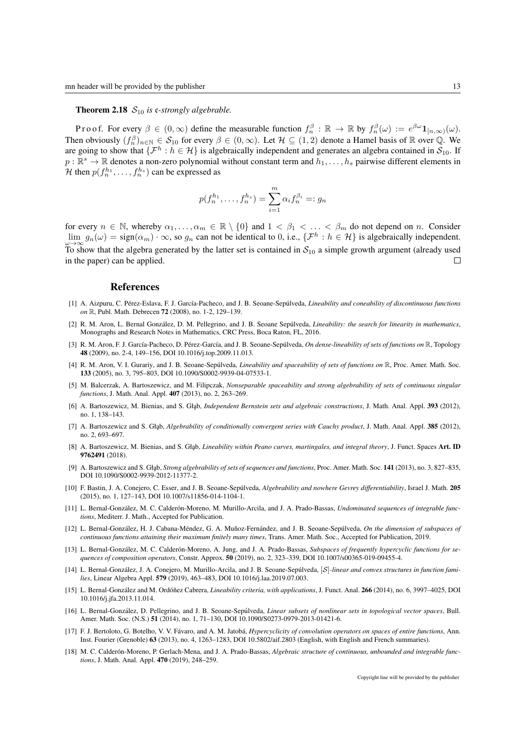**Theorem 2.18** *$\mathcal{S}_{10}$ is $\mathfrak{c}$-strongly algebrable.*

Proof. For every $\beta \in (0,\infty)$ define the measurable function $f_n^\beta : \mathbb{R} \to \mathbb{R}$ by $f_n^\beta(\omega) := e^{\beta\omega}\mathbf{1}_{[n,\infty)}(\omega)$. Then obviously $(f_n^\beta)_{n\in\mathbb{N}} \in \mathcal{S}_{10}$ for every $\beta \in (0,\infty)$. Let $\mathcal{H} \subseteq (1,2)$ denote a Hamel basis of $\mathbb{R}$ over $\mathbb{Q}$. We are going to show that $\{\mathcal{F}^h : h \in \mathcal{H}\}$ is algebraically independent and generates an algebra contained in $\mathcal{S}_{10}$. If $p : \mathbb{R}^s \to \mathbb{R}$ denotes a non-zero polynomial without constant term and $h_1, \ldots, h_s$ pairwise different elements in $\mathcal{H}$ then $p(f_n^{h_1}, \ldots, f_n^{h_s})$ can be expressed as

$$p(f_n^{h_1}, \ldots, f_n^{h_s}) = \sum_{i=1}^{m} \alpha_i f_n^{\beta_i} =: g_n$$

for every $n \in \mathbb{N}$, whereby $\alpha_1, \ldots, \alpha_m \in \mathbb{R} \setminus \{0\}$ and $1 < \beta_1 < \ldots < \beta_m$ do not depend on $n$. Consider $\lim_{\omega\to\infty} g_n(\omega) = \operatorname{sign}(\alpha_m) \cdot \infty$, so $g_n$ can not be identical to 0, i.e., $\{\mathcal{F}^h : h \in \mathcal{H}\}$ is algebraically independent. To show that the algebra generated by the latter set is contained in $\mathcal{S}_{10}$ a simple growth argument (already used in the paper) can be applied. □

## References

[1] A. Aizpuru, C. Pérez-Eslava, F. J. García-Pacheco, and J. B. Seoane-Sepúlveda, *Lineability and coneability of discontinuous functions on* $\mathbb{R}$, Publ. Math. Debrecen **72** (2008), no. 1-2, 129–139.

[2] R. M. Aron, L. Bernal González, D. M. Pellegrino, and J. B. Seoane Sepúlveda, *Lineability: the search for linearity in mathematics*, Monographs and Research Notes in Mathematics, CRC Press, Boca Raton, FL, 2016.

[3] R. M. Aron, F. J. García-Pacheco, D. Pérez-García, and J. B. Seoane-Sepúlveda, *On dense-lineability of sets of functions on* $\mathbb{R}$, Topology **48** (2009), no. 2-4, 149–156, DOI 10.1016/j.top.2009.11.013.

[4] R. M. Aron, V. I. Gurariy, and J. B. Seoane-Sepúlveda, *Lineability and spaceability of sets of functions on* $\mathbb{R}$, Proc. Amer. Math. Soc. **133** (2005), no. 3, 795–803, DOI 10.1090/S0002-9939-04-07533-1.

[5] M. Balcerzak, A. Bartoszewicz, and M. Filipczak, *Nonseparable spaceability and strong algebrability of sets of continuous singular functions*, J. Math. Anal. Appl. **407** (2013), no. 2, 263–269.

[6] A. Bartoszewicz, M. Bienias, and S. Głąb, *Independent Bernstein sets and algebraic constructions*, J. Math. Anal. Appl. **393** (2012), no. 1, 138–143.

[7] A. Bartoszewicz and S. Głąb, *Algebrability of conditionally convergent series with Cauchy product*, J. Math. Anal. Appl. **385** (2012), no. 2, 693–697.

[8] A. Bartoszewicz, M. Bienias, and S. Głąb, *Lineability within Peano curves, martingales, and integral theory*, J. Funct. Spaces **Art. ID 9762491** (2018).

[9] A. Bartoszewicz and S. Głąb, *Strong algebrability of sets of sequences and functions*, Proc. Amer. Math. Soc. **141** (2013), no. 3, 827–835, DOI 10.1090/S0002-9939-2012-11377-2.

[10] F. Bastin, J. A. Conejero, C. Esser, and J. B. Seoane-Sepúlveda, *Algebrability and nowhere Gevrey differentiability*, Israel J. Math. **205** (2015), no. 1, 127–143, DOI 10.1007/s11856-014-1104-1.

[11] L. Bernal-González, M. C. Calderón-Moreno, M. Murillo-Arcila, and J. A. Prado-Bassas, *Undominated sequences of integrable functions*, Mediterr. J. Math., Accepted for Publication.

[12] L. Bernal-González, H. J. Cabana-Méndez, G. A. Muñoz-Fernández, and J. B. Seoane-Sepúlveda, *On the dimension of subspaces of continuous functions attaining their maximum finitely many times*, Trans. Amer. Math. Soc., Accepted for Publication, 2019.

[13] L. Bernal-González, M. C. Calderón-Moreno, A. Jung, and J. A. Prado-Bassas, *Subspaces of frequently hypercyclic functions for sequences of composition operators*, Constr. Approx. **50** (2019), no. 2, 323–339, DOI 10.1007/s00365-019-09455-4.

[14] L. Bernal-González, J. A. Conejero, M. Murillo-Arcila, and J. B. Seoane-Sepúlveda, *$[\mathcal{S}]$-linear and convex structures in function families*, Linear Algebra Appl. **579** (2019), 463–483, DOI 10.1016/j.laa.2019.07.003.

[15] L. Bernal-González and M. Ordóñez Cabrera, *Lineability criteria, with applications*, J. Funct. Anal. **266** (2014), no. 6, 3997–4025, DOI 10.1016/j.jfa.2013.11.014.

[16] L. Bernal-González, D. Pellegrino, and J. B. Seoane-Sepúlveda, *Linear subsets of nonlinear sets in topological vector spaces*, Bull. Amer. Math. Soc. (N.S.) **51** (2014), no. 1, 71–130, DOI 10.1090/S0273-0979-2013-01421-6.

[17] F. J. Bertoloto, G. Botelho, V. V. Fávaro, and A. M. Jatobá, *Hypercyclicity of convolution operators on spaces of entire functions*, Ann. Inst. Fourier (Grenoble) **63** (2013), no. 4, 1263–1283, DOI 10.5802/aif.2803 (English, with English and French summaries).

[18] M. C. Calderón-Moreno, P. Gerlach-Mena, and J. A. Prado-Bassas, *Algebraic structure of continuous, unbounded and integrable functions*, J. Math. Anal. Appl. **470** (2019), 248–259.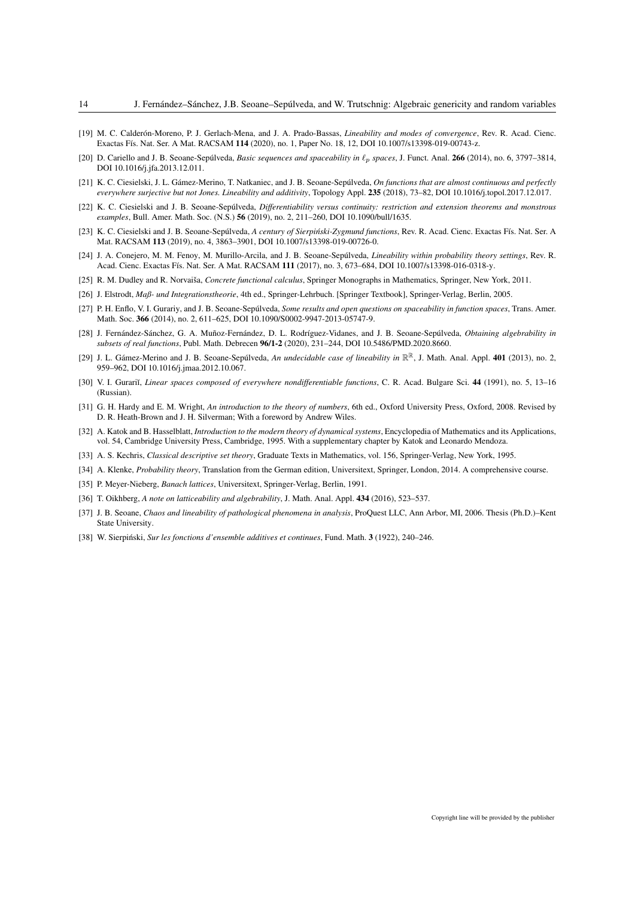[19] M. C. Calderón-Moreno, P. J. Gerlach-Mena, and J. A. Prado-Bassas, *Lineability and modes of convergence*, Rev. R. Acad. Cienc. Exactas Fís. Nat. Ser. A Mat. RACSAM **114** (2020), no. 1, Paper No. 18, 12, DOI 10.1007/s13398-019-00743-z.

[20] D. Cariello and J. B. Seoane-Sepúlveda, *Basic sequences and spaceability in $\ell_p$ spaces*, J. Funct. Anal. **266** (2014), no. 6, 3797–3814, DOI 10.1016/j.jfa.2013.12.011.

[21] K. C. Ciesielski, J. L. Gámez-Merino, T. Natkaniec, and J. B. Seoane-Sepúlveda, *On functions that are almost continuous and perfectly everywhere surjective but not Jones. Lineability and additivity*, Topology Appl. **235** (2018), 73–82, DOI 10.1016/j.topol.2017.12.017.

[22] K. C. Ciesielski and J. B. Seoane-Sepúlveda, *Differentiability versus continuity: restriction and extension theorems and monstrous examples*, Bull. Amer. Math. Soc. (N.S.) **56** (2019), no. 2, 211–260, DOI 10.1090/bull/1635.

[23] K. C. Ciesielski and J. B. Seoane-Sepúlveda, *A century of Sierpiński-Zygmund functions*, Rev. R. Acad. Cienc. Exactas Fís. Nat. Ser. A Mat. RACSAM **113** (2019), no. 4, 3863–3901, DOI 10.1007/s13398-019-00726-0.

[24] J. A. Conejero, M. M. Fenoy, M. Murillo-Arcila, and J. B. Seoane-Sepúlveda, *Lineability within probability theory settings*, Rev. R. Acad. Cienc. Exactas Fís. Nat. Ser. A Mat. RACSAM **111** (2017), no. 3, 673–684, DOI 10.1007/s13398-016-0318-y.

[25] R. M. Dudley and R. Norvaiša, *Concrete functional calculus*, Springer Monographs in Mathematics, Springer, New York, 2011.

[26] J. Elstrodt, *Maß- und Integrationstheorie*, 4th ed., Springer-Lehrbuch. [Springer Textbook], Springer-Verlag, Berlin, 2005.

[27] P. H. Enflo, V. I. Gurariy, and J. B. Seoane-Sepúlveda, *Some results and open questions on spaceability in function spaces*, Trans. Amer. Math. Soc. **366** (2014), no. 2, 611–625, DOI 10.1090/S0002-9947-2013-05747-9.

[28] J. Fernández-Sánchez, G. A. Muñoz-Fernández, D. L. Rodríguez-Vidanes, and J. B. Seoane-Sepúlveda, *Obtaining algebrability in subsets of real functions*, Publ. Math. Debrecen **96/1-2** (2020), 231–244, DOI 10.5486/PMD.2020.8660.

[29] J. L. Gámez-Merino and J. B. Seoane-Sepúlveda, *An undecidable case of lineability in $\mathbb{R}^{\mathbb{R}}$*, J. Math. Anal. Appl. **401** (2013), no. 2, 959–962, DOI 10.1016/j.jmaa.2012.10.067.

[30] V. I. Gurariĭ, *Linear spaces composed of everywhere nondifferentiable functions*, C. R. Acad. Bulgare Sci. **44** (1991), no. 5, 13–16 (Russian).

[31] G. H. Hardy and E. M. Wright, *An introduction to the theory of numbers*, 6th ed., Oxford University Press, Oxford, 2008. Revised by D. R. Heath-Brown and J. H. Silverman; With a foreword by Andrew Wiles.

[32] A. Katok and B. Hasselblatt, *Introduction to the modern theory of dynamical systems*, Encyclopedia of Mathematics and its Applications, vol. 54, Cambridge University Press, Cambridge, 1995. With a supplementary chapter by Katok and Leonardo Mendoza.

[33] A. S. Kechris, *Classical descriptive set theory*, Graduate Texts in Mathematics, vol. 156, Springer-Verlag, New York, 1995.

[34] A. Klenke, *Probability theory*, Translation from the German edition, Universitext, Springer, London, 2014. A comprehensive course.

[35] P. Meyer-Nieberg, *Banach lattices*, Universitext, Springer-Verlag, Berlin, 1991.

[36] T. Oikhberg, *A note on latticeability and algebrability*, J. Math. Anal. Appl. **434** (2016), 523–537.

[37] J. B. Seoane, *Chaos and lineability of pathological phenomena in analysis*, ProQuest LLC, Ann Arbor, MI, 2006. Thesis (Ph.D.)–Kent State University.

[38] W. Sierpiński, *Sur les fonctions d'ensemble additives et continues*, Fund. Math. **3** (1922), 240–246.